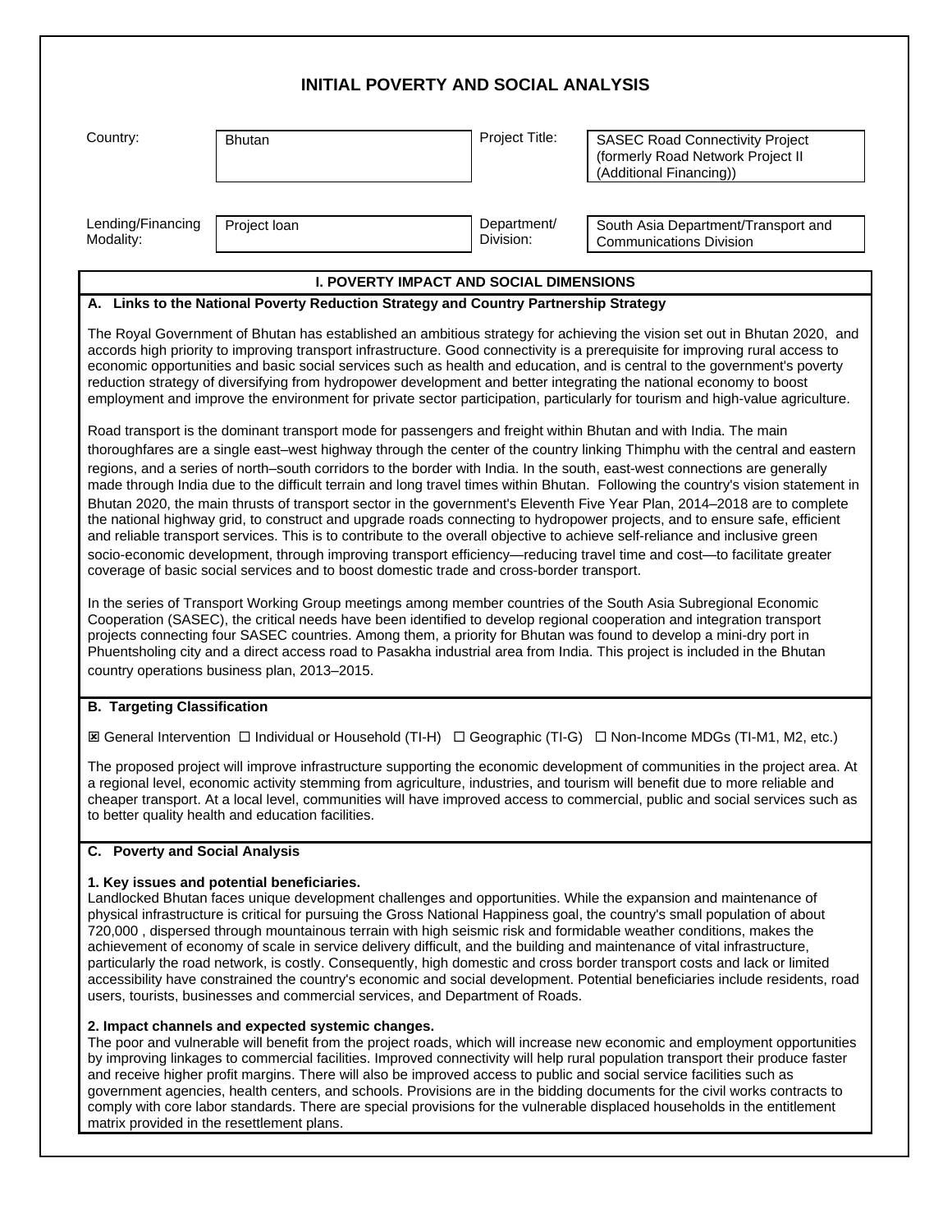# INITIAL POVERTY AND SOCIAL ANALYSIS

| Country: | Bhutan | Project Title: | SASEC Road Connectivity Project (formerly Road Network Project II (Additional Financing)) |
|---|---|---|---|
| Lending/Financing Modality: | Project loan | Department/ Division: | South Asia Department/Transport and Communications Division |

## I. POVERTY IMPACT AND SOCIAL DIMENSIONS

### A. Links to the National Poverty Reduction Strategy and Country Partnership Strategy

The Royal Government of Bhutan has established an ambitious strategy for achieving the vision set out in Bhutan 2020, and accords high priority to improving transport infrastructure. Good connectivity is a prerequisite for improving rural access to economic opportunities and basic social services such as health and education, and is central to the government's poverty reduction strategy of diversifying from hydropower development and better integrating the national economy to boost employment and improve the environment for private sector participation, particularly for tourism and high-value agriculture.

Road transport is the dominant transport mode for passengers and freight within Bhutan and with India. The main thoroughfares are a single east–west highway through the center of the country linking Thimphu with the central and eastern regions, and a series of north–south corridors to the border with India. In the south, east-west connections are generally made through India due to the difficult terrain and long travel times within Bhutan. Following the country's vision statement in Bhutan 2020, the main thrusts of transport sector in the government's Eleventh Five Year Plan, 2014–2018 are to complete the national highway grid, to construct and upgrade roads connecting to hydropower projects, and to ensure safe, efficient and reliable transport services. This is to contribute to the overall objective to achieve self-reliance and inclusive green socio-economic development, through improving transport efficiency—reducing travel time and cost—to facilitate greater coverage of basic social services and to boost domestic trade and cross-border transport.

In the series of Transport Working Group meetings among member countries of the South Asia Subregional Economic Cooperation (SASEC), the critical needs have been identified to develop regional cooperation and integration transport projects connecting four SASEC countries. Among them, a priority for Bhutan was found to develop a mini-dry port in Phuentsholing city and a direct access road to Pasakha industrial area from India. This project is included in the Bhutan country operations business plan, 2013–2015.

### B. Targeting Classification

☒ General Intervention ☐ Individual or Household (TI-H) ☐ Geographic (TI-G) ☐ Non-Income MDGs (TI-M1, M2, etc.)

The proposed project will improve infrastructure supporting the economic development of communities in the project area. At a regional level, economic activity stemming from agriculture, industries, and tourism will benefit due to more reliable and cheaper transport. At a local level, communities will have improved access to commercial, public and social services such as to better quality health and education facilities.

### C. Poverty and Social Analysis

**1. Key issues and potential beneficiaries.**
Landlocked Bhutan faces unique development challenges and opportunities. While the expansion and maintenance of physical infrastructure is critical for pursuing the Gross National Happiness goal, the country's small population of about 720,000 , dispersed through mountainous terrain with high seismic risk and formidable weather conditions, makes the achievement of economy of scale in service delivery difficult, and the building and maintenance of vital infrastructure, particularly the road network, is costly. Consequently, high domestic and cross border transport costs and lack or limited accessibility have constrained the country's economic and social development. Potential beneficiaries include residents, road users, tourists, businesses and commercial services, and Department of Roads.

**2. Impact channels and expected systemic changes.**
The poor and vulnerable will benefit from the project roads, which will increase new economic and employment opportunities by improving linkages to commercial facilities. Improved connectivity will help rural population transport their produce faster and receive higher profit margins. There will also be improved access to public and social service facilities such as government agencies, health centers, and schools. Provisions are in the bidding documents for the civil works contracts to comply with core labor standards. There are special provisions for the vulnerable displaced households in the entitlement matrix provided in the resettlement plans.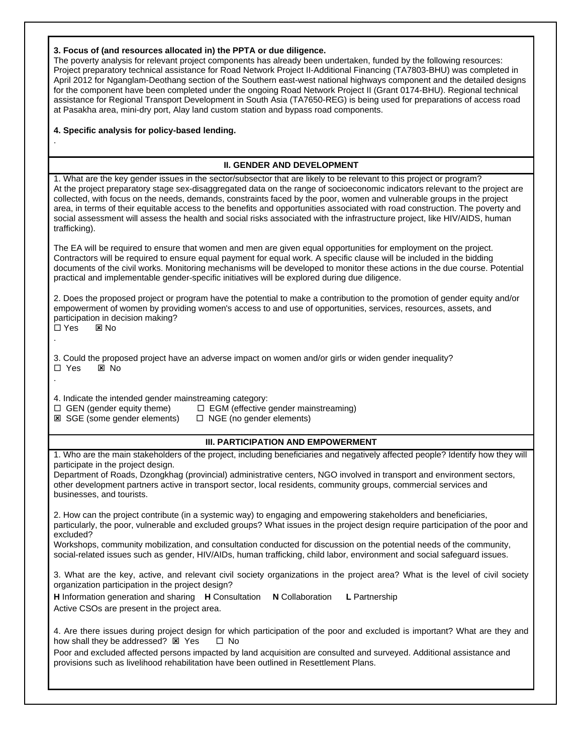**3. Focus of (and resources allocated in) the PPTA or due diligence.**
The poverty analysis for relevant project components has already been undertaken, funded by the following resources: Project preparatory technical assistance for Road Network Project II-Additional Financing (TA7803-BHU) was completed in April 2012 for Nganglam-Deothang section of the Southern east-west national highways component and the detailed designs for the component have been completed under the ongoing Road Network Project II (Grant 0174-BHU). Regional technical assistance for Regional Transport Development in South Asia (TA7650-REG) is being used for preparations of access road at Pasakha area, mini-dry port, Alay land custom station and bypass road components.

**4. Specific analysis for policy-based lending.**
.

## II. GENDER AND DEVELOPMENT

1. What are the key gender issues in the sector/subsector that are likely to be relevant to this project or program?
At the project preparatory stage sex-disaggregated data on the range of socioeconomic indicators relevant to the project are collected, with focus on the needs, demands, constraints faced by the poor, women and vulnerable groups in the project area, in terms of their equitable access to the benefits and opportunities associated with road construction. The poverty and social assessment will assess the health and social risks associated with the infrastructure project, like HIV/AIDS, human trafficking).

The EA will be required to ensure that women and men are given equal opportunities for employment on the project. Contractors will be required to ensure equal payment for equal work. A specific clause will be included in the bidding documents of the civil works. Monitoring mechanisms will be developed to monitor these actions in the due course. Potential practical and implementable gender-specific initiatives will be explored during due diligence.

2. Does the proposed project or program have the potential to make a contribution to the promotion of gender equity and/or empowerment of women by providing women's access to and use of opportunities, services, resources, assets, and participation in decision making?
☐ Yes ☒ No
.

3. Could the proposed project have an adverse impact on women and/or girls or widen gender inequality?
☐ Yes ☒ No
.

4. Indicate the intended gender mainstreaming category:
☐ GEN (gender equity theme) ☐ EGM (effective gender mainstreaming)
☒ SGE (some gender elements) ☐ NGE (no gender elements)

## III. PARTICIPATION AND EMPOWERMENT

1. Who are the main stakeholders of the project, including beneficiaries and negatively affected people? Identify how they will participate in the project design.
Department of Roads, Dzongkhag (provincial) administrative centers, NGO involved in transport and environment sectors, other development partners active in transport sector, local residents, community groups, commercial services and businesses, and tourists.

2. How can the project contribute (in a systemic way) to engaging and empowering stakeholders and beneficiaries, particularly, the poor, vulnerable and excluded groups? What issues in the project design require participation of the poor and excluded?
Workshops, community mobilization, and consultation conducted for discussion on the potential needs of the community, social-related issues such as gender, HIV/AIDs, human trafficking, child labor, environment and social safeguard issues.

3. What are the key, active, and relevant civil society organizations in the project area? What is the level of civil society organization participation in the project design?
**H** Information generation and sharing **H** Consultation **N** Collaboration **L** Partnership
Active CSOs are present in the project area.

4. Are there issues during project design for which participation of the poor and excluded is important? What are they and how shall they be addressed? ☒ Yes ☐ No
Poor and excluded affected persons impacted by land acquisition are consulted and surveyed. Additional assistance and provisions such as livelihood rehabilitation have been outlined in Resettlement Plans.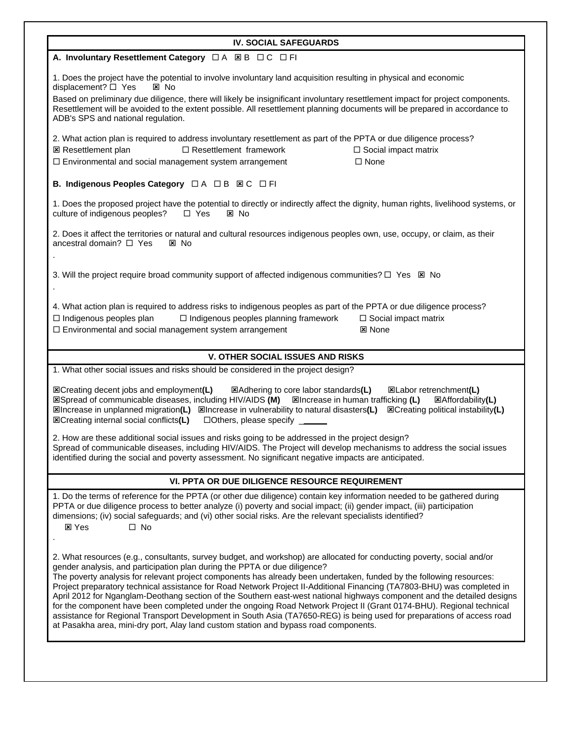## IV. SOCIAL SAFEGUARDS

**A. Involuntary Resettlement Category** ☐ A ☒ B ☐ C ☐ FI

1. Does the project have the potential to involve involuntary land acquisition resulting in physical and economic displacement? ☐ Yes ☒ No

Based on preliminary due diligence, there will likely be insignificant involuntary resettlement impact for project components. Resettlement will be avoided to the extent possible. All resettlement planning documents will be prepared in accordance to ADB's SPS and national regulation.

2. What action plan is required to address involuntary resettlement as part of the PPTA or due diligence process?

☒ Resettlement plan ☐ Resettlement framework ☐ Social impact matrix
☐ Environmental and social management system arrangement ☐ None

**B. Indigenous Peoples Category** ☐ A ☐ B ☒ C ☐ FI

1. Does the proposed project have the potential to directly or indirectly affect the dignity, human rights, livelihood systems, or culture of indigenous peoples? ☐ Yes ☒ No

2. Does it affect the territories or natural and cultural resources indigenous peoples own, use, occupy, or claim, as their ancestral domain? ☐ Yes ☒ No

.

3. Will the project require broad community support of affected indigenous communities? ☐ Yes ☒ No

.

4. What action plan is required to address risks to indigenous peoples as part of the PPTA or due diligence process?

☐ Indigenous peoples plan ☐ Indigenous peoples planning framework ☐ Social impact matrix
☐ Environmental and social management system arrangement ☒ None

## V. OTHER SOCIAL ISSUES AND RISKS

1. What other social issues and risks should be considered in the project design?

☒Creating decent jobs and employment**(L)** ☒Adhering to core labor standards**(L)** ☒Labor retrenchment**(L)**
☒Spread of communicable diseases, including HIV/AIDS **(M)** ☒Increase in human trafficking **(L)** ☒Affordability**(L)**
☒Increase in unplanned migration**(L)** ☒Increase in vulnerability to natural disasters**(L)** ☒Creating political instability**(L)**
☒Creating internal social conflicts**(L)** ☐Others, please specify ______

2. How are these additional social issues and risks going to be addressed in the project design?
Spread of communicable diseases, including HIV/AIDS. The Project will develop mechanisms to address the social issues identified during the social and poverty assessment. No significant negative impacts are anticipated.

## VI. PPTA OR DUE DILIGENCE RESOURCE REQUIREMENT

1. Do the terms of reference for the PPTA (or other due diligence) contain key information needed to be gathered during PPTA or due diligence process to better analyze (i) poverty and social impact; (ii) gender impact, (iii) participation dimensions; (iv) social safeguards; and (vi) other social risks. Are the relevant specialists identified?

☒ Yes ☐ No

.

2. What resources (e.g., consultants, survey budget, and workshop) are allocated for conducting poverty, social and/or gender analysis, and participation plan during the PPTA or due diligence?
The poverty analysis for relevant project components has already been undertaken, funded by the following resources: Project preparatory technical assistance for Road Network Project II-Additional Financing (TA7803-BHU) was completed in April 2012 for Nganglam-Deothang section of the Southern east-west national highways component and the detailed designs for the component have been completed under the ongoing Road Network Project II (Grant 0174-BHU). Regional technical assistance for Regional Transport Development in South Asia (TA7650-REG) is being used for preparations of access road at Pasakha area, mini-dry port, Alay land custom station and bypass road components.